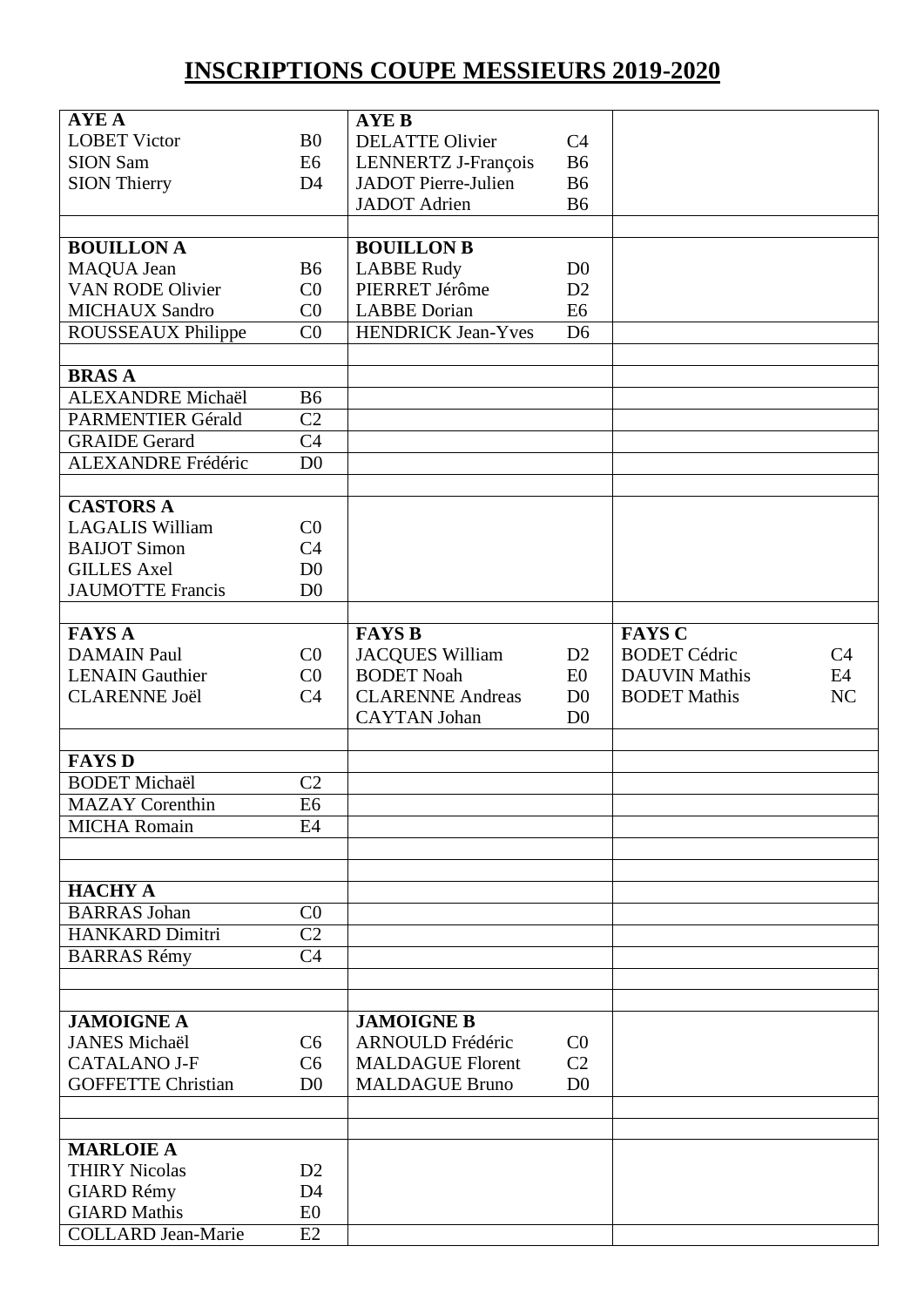# INSCRIPTIONS COUPE MESSIEURS 2019-2020

| | | | | | |
|---|---|---|---|---|---|
| **AYE A** | | **AYE B** | | | |
| LOBET Victor | B0 | DELATTE Olivier | C4 | | |
| SION Sam | E6 | LENNERTZ J-François | B6 | | |
| SION Thierry | D4 | JADOT Pierre-Julien | B6 | | |
| | | JADOT Adrien | B6 | | |
| | | | | | |
| **BOUILLON A** | | **BOUILLON B** | | | |
| MAQUA Jean | B6 | LABBE Rudy | D0 | | |
| VAN RODE Olivier | C0 | PIERRET Jérôme | D2 | | |
| MICHAUX Sandro | C0 | LABBE Dorian | E6 | | |
| ROUSSEAUX Philippe | C0 | HENDRICK Jean-Yves | D6 | | |
| | | | | | |
| **BRAS A** | | | | | |
| ALEXANDRE Michaël | B6 | | | | |
| PARMENTIER Gérald | C2 | | | | |
| GRAIDE Gerard | C4 | | | | |
| ALEXANDRE Frédéric | D0 | | | | |
| | | | | | |
| **CASTORS A** | | | | | |
| LAGALIS William | C0 | | | | |
| BAIJOT Simon | C4 | | | | |
| GILLES Axel | D0 | | | | |
| JAUMOTTE Francis | D0 | | | | |
| | | | | | |
| **FAYS A** | | **FAYS B** | | **FAYS C** | |
| DAMAIN Paul | C0 | JACQUES William | D2 | BODET Cédric | C4 |
| LENAIN Gauthier | C0 | BODET Noah | E0 | DAUVIN Mathis | E4 |
| CLARENNE Joël | C4 | CLARENNE Andreas | D0 | BODET Mathis | NC |
| | | CAYTAN Johan | D0 | | |
| | | | | | |
| **FAYS D** | | | | | |
| BODET Michaël | C2 | | | | |
| MAZAY Corenthin | E6 | | | | |
| MICHA Romain | E4 | | | | |
| | | | | | |
| | | | | | |
| **HACHY A** | | | | | |
| BARRAS Johan | C0 | | | | |
| HANKARD Dimitri | C2 | | | | |
| BARRAS Rémy | C4 | | | | |
| | | | | | |
| | | | | | |
| **JAMOIGNE A** | | **JAMOIGNE B** | | | |
| JANES Michaël | C6 | ARNOULD Frédéric | C0 | | |
| CATALANO J-F | C6 | MALDAGUE Florent | C2 | | |
| GOFFETTE Christian | D0 | MALDAGUE Bruno | D0 | | |
| | | | | | |
| | | | | | |
| **MARLOIE A** | | | | | |
| THIRY Nicolas | D2 | | | | |
| GIARD Rémy | D4 | | | | |
| GIARD Mathis | E0 | | | | |
| COLLARD Jean-Marie | E2 | | | | |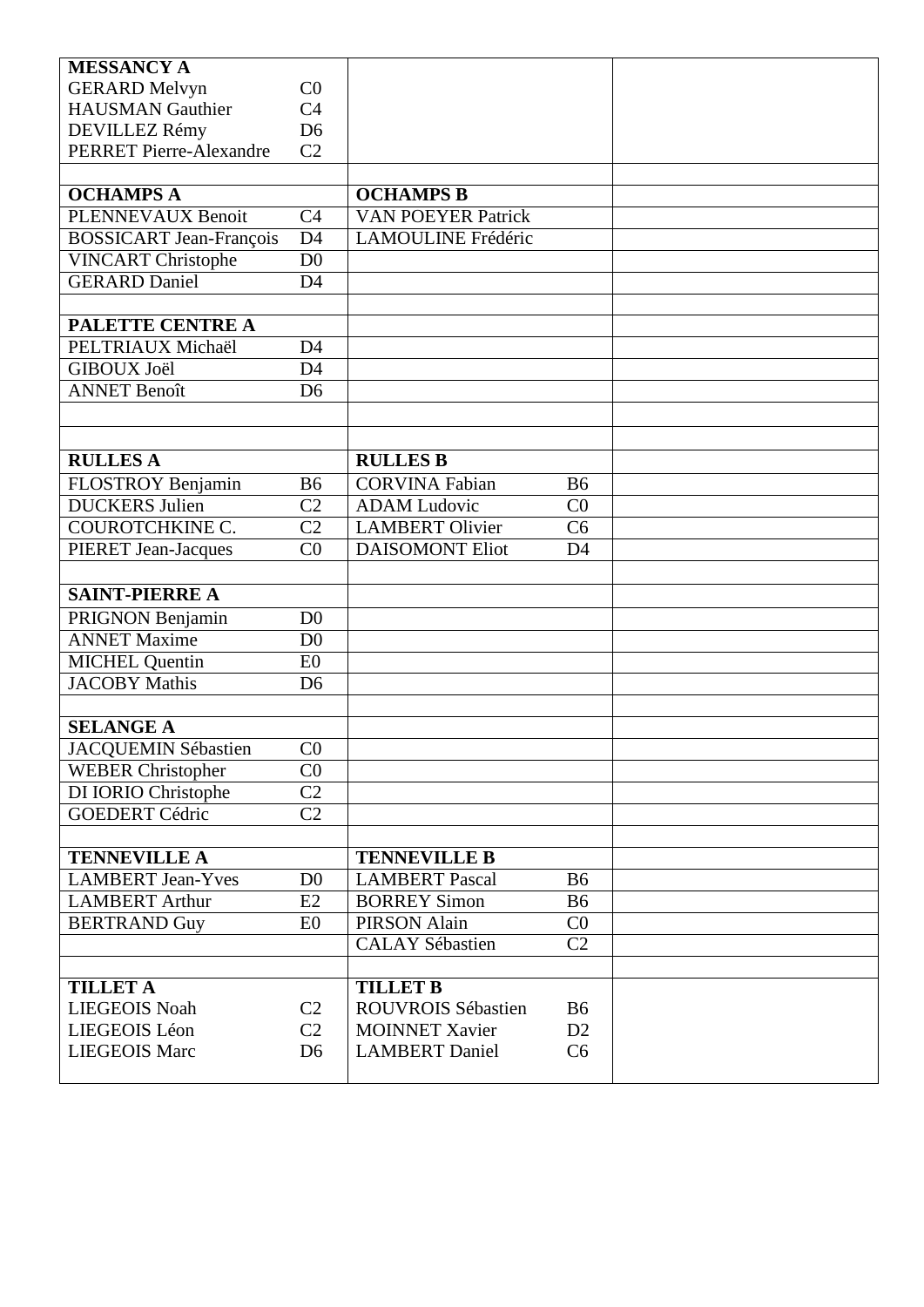| | | | | |
|---|---|---|---|---|
| **MESSANCY A** | | | | |
| GERARD Melvyn | C0 | | | |
| HAUSMAN Gauthier | C4 | | | |
| DEVILLEZ Rémy | D6 | | | |
| PERRET Pierre-Alexandre | C2 | | | |
| | | | | |
| **OCHAMPS A** | | **OCHAMPS B** | | |
| PLENNEVAUX Benoit | C4 | VAN POEYER Patrick | | |
| BOSSICART Jean-François | D4 | LAMOULINE Frédéric | | |
| VINCART Christophe | D0 | | | |
| GERARD Daniel | D4 | | | |
| | | | | |
| **PALETTE CENTRE A** | | | | |
| PELTRIAUX Michaël | D4 | | | |
| GIBOUX Joël | D4 | | | |
| ANNET Benoît | D6 | | | |
| | | | | |
| | | | | |
| **RULLES A** | | **RULLES B** | | |
| FLOSTROY Benjamin | B6 | CORVINA Fabian | B6 | |
| DUCKERS Julien | C2 | ADAM Ludovic | C0 | |
| COUROTCHKINE C. | C2 | LAMBERT Olivier | C6 | |
| PIERET Jean-Jacques | C0 | DAISOMONT Eliot | D4 | |
| | | | | |
| **SAINT-PIERRE A** | | | | |
| PRIGNON Benjamin | D0 | | | |
| ANNET Maxime | D0 | | | |
| MICHEL Quentin | E0 | | | |
| JACOBY Mathis | D6 | | | |
| | | | | |
| **SELANGE A** | | | | |
| JACQUEMIN Sébastien | C0 | | | |
| WEBER Christopher | C0 | | | |
| DI IORIO Christophe | C2 | | | |
| GOEDERT Cédric | C2 | | | |
| | | | | |
| **TENNEVILLE A** | | **TENNEVILLE B** | | |
| LAMBERT Jean-Yves | D0 | LAMBERT Pascal | B6 | |
| LAMBERT Arthur | E2 | BORREY Simon | B6 | |
| BERTRAND Guy | E0 | PIRSON Alain | C0 | |
| | | CALAY Sébastien | C2 | |
| | | | | |
| **TILLET A** | | **TILLET B** | | |
| LIEGEOIS Noah | C2 | ROUVROIS Sébastien | B6 | |
| LIEGEOIS Léon | C2 | MOINNET Xavier | D2 | |
| LIEGEOIS Marc | D6 | LAMBERT Daniel | C6 | |